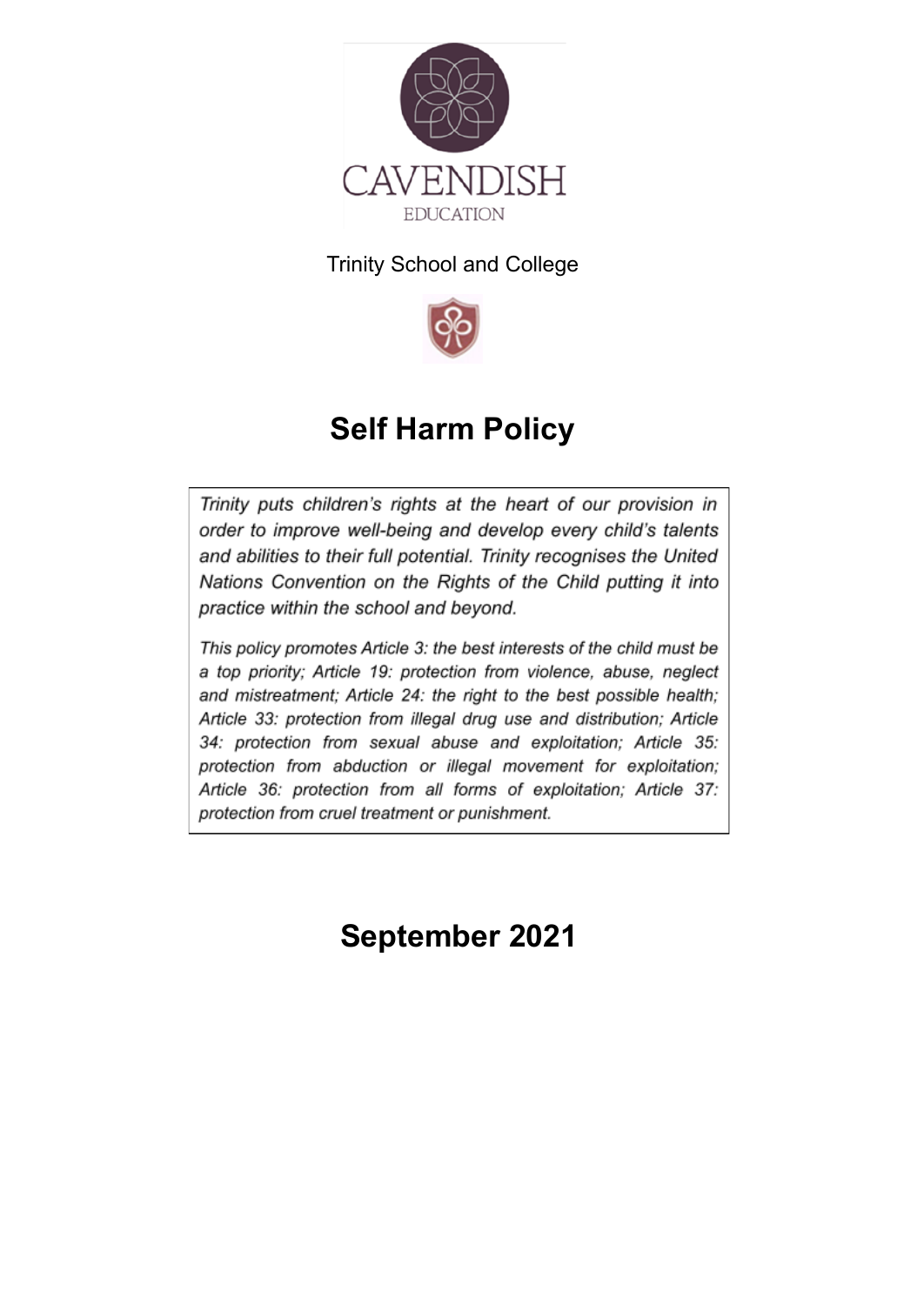CAVENDISH

EDUCATION

Trinity School and College

# Self Harm Policy

*Trinity puts children's rights at the heart of our provision in order to improve well-being and develop every child's talents and abilities to their full potential. Trinity recognises the United Nations Convention on the Rights of the Child putting it into practice within the school and beyond.*

*This policy promotes Article 3: the best interests of the child must be a top priority; Article 19: protection from violence, abuse, neglect and mistreatment; Article 24: the right to the best possible health; Article 33: protection from illegal drug use and distribution; Article 34: protection from sexual abuse and exploitation; Article 35: protection from abduction or illegal movement for exploitation; Article 36: protection from all forms of exploitation; Article 37: protection from cruel treatment or punishment.*

## September 2021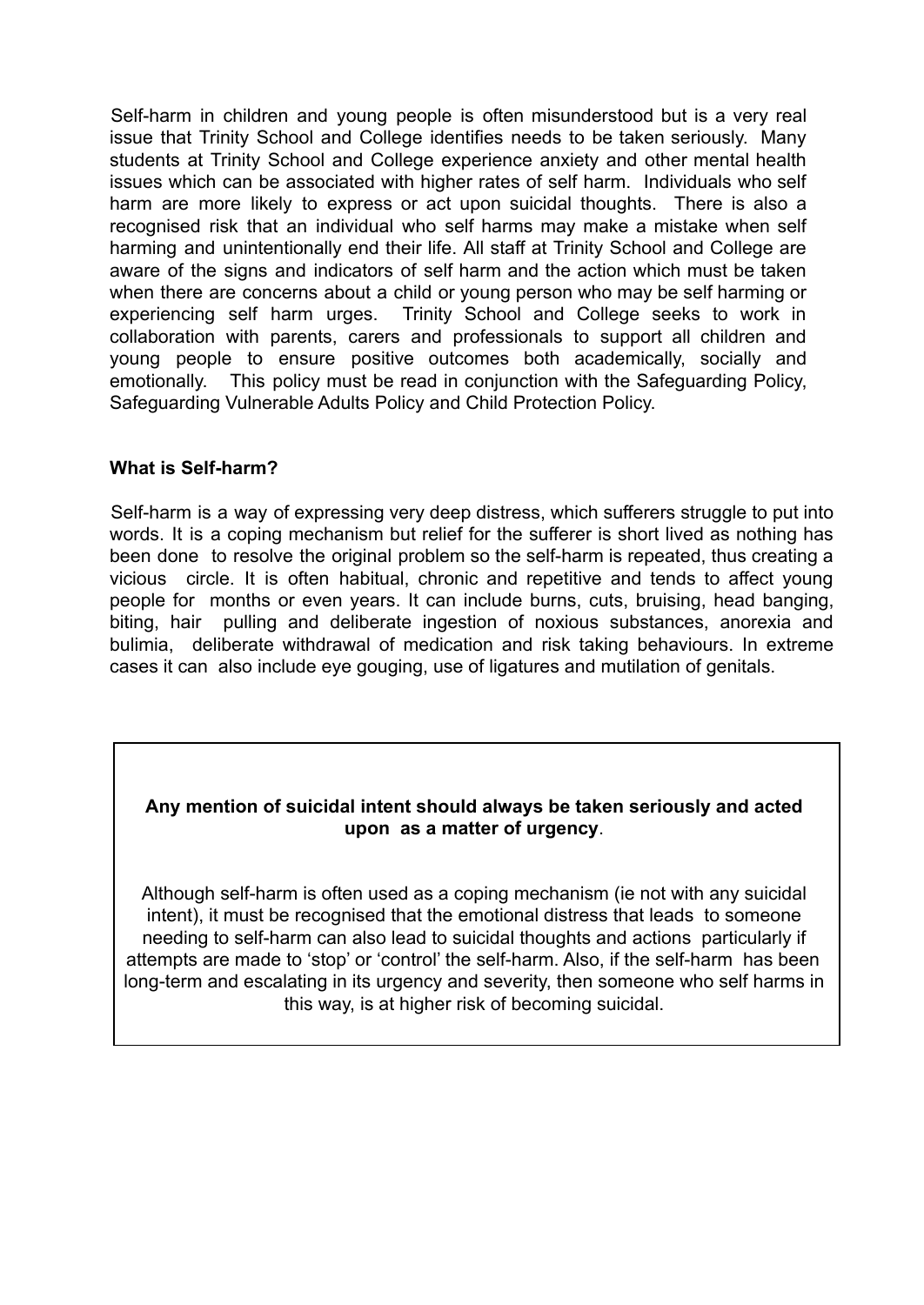Self-harm in children and young people is often misunderstood but is a very real issue that Trinity School and College identifies needs to be taken seriously. Many students at Trinity School and College experience anxiety and other mental health issues which can be associated with higher rates of self harm. Individuals who self harm are more likely to express or act upon suicidal thoughts. There is also a recognised risk that an individual who self harms may make a mistake when self harming and unintentionally end their life. All staff at Trinity School and College are aware of the signs and indicators of self harm and the action which must be taken when there are concerns about a child or young person who may be self harming or experiencing self harm urges. Trinity School and College seeks to work in collaboration with parents, carers and professionals to support all children and young people to ensure positive outcomes both academically, socially and emotionally. This policy must be read in conjunction with the Safeguarding Policy, Safeguarding Vulnerable Adults Policy and Child Protection Policy.

**What is Self-harm?**

Self-harm is a way of expressing very deep distress, which sufferers struggle to put into words. It is a coping mechanism but relief for the sufferer is short lived as nothing has been done to resolve the original problem so the self-harm is repeated, thus creating a vicious circle. It is often habitual, chronic and repetitive and tends to affect young people for months or even years. It can include burns, cuts, bruising, head banging, biting, hair pulling and deliberate ingestion of noxious substances, anorexia and bulimia, deliberate withdrawal of medication and risk taking behaviours. In extreme cases it can also include eye gouging, use of ligatures and mutilation of genitals.

**Any mention of suicidal intent should always be taken seriously and acted upon as a matter of urgency**.

Although self-harm is often used as a coping mechanism (ie not with any suicidal intent), it must be recognised that the emotional distress that leads to someone needing to self-harm can also lead to suicidal thoughts and actions particularly if attempts are made to 'stop' or 'control' the self-harm. Also, if the self-harm has been long-term and escalating in its urgency and severity, then someone who self harms in this way, is at higher risk of becoming suicidal.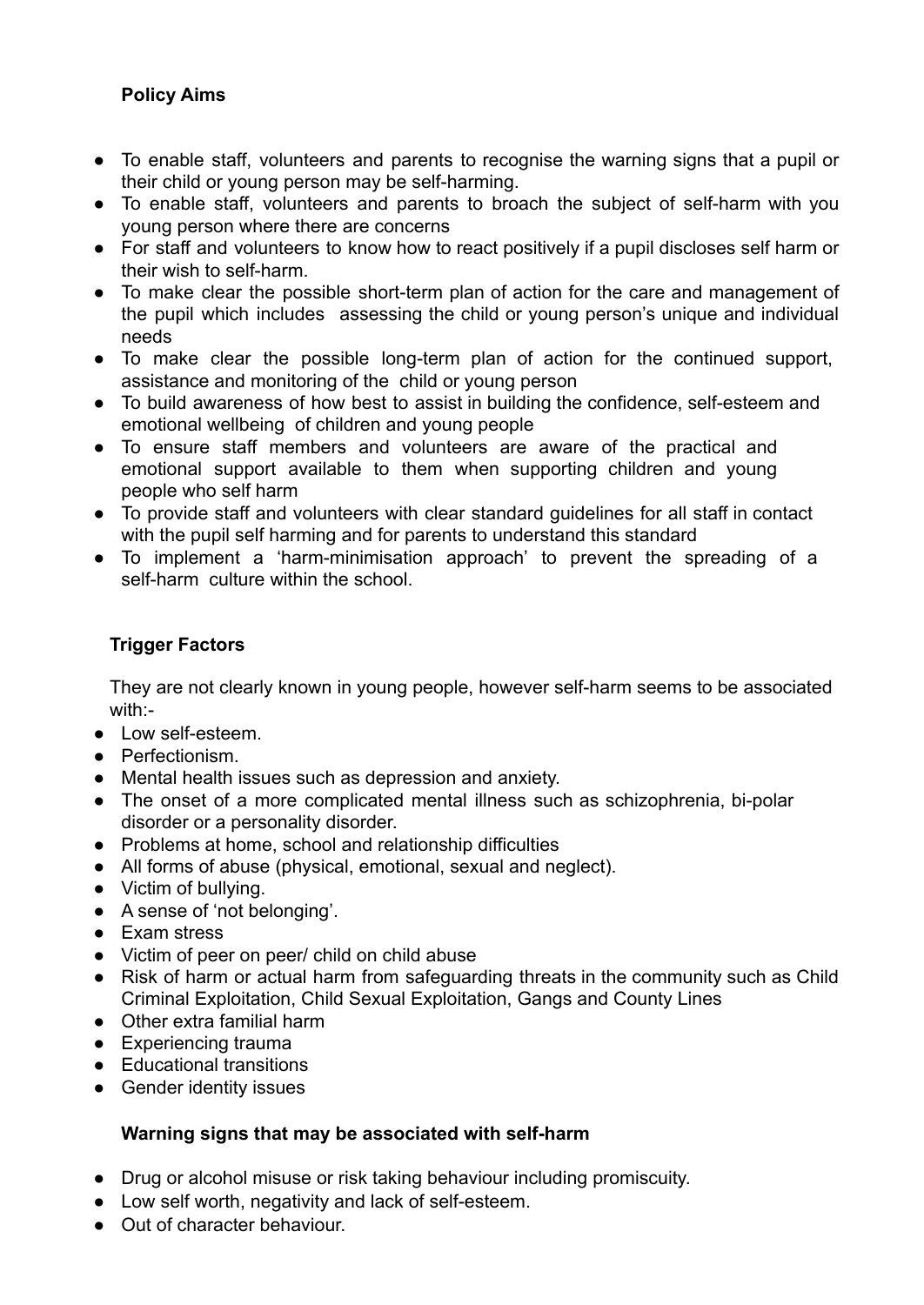**Policy Aims**

- To enable staff, volunteers and parents to recognise the warning signs that a pupil or their child or young person may be self-harming.
- To enable staff, volunteers and parents to broach the subject of self-harm with you young person where there are concerns
- For staff and volunteers to know how to react positively if a pupil discloses self harm or their wish to self-harm.
- To make clear the possible short-term plan of action for the care and management of the pupil which includes assessing the child or young person's unique and individual needs
- To make clear the possible long-term plan of action for the continued support, assistance and monitoring of the child or young person
- To build awareness of how best to assist in building the confidence, self-esteem and emotional wellbeing of children and young people
- To ensure staff members and volunteers are aware of the practical and emotional support available to them when supporting children and young people who self harm
- To provide staff and volunteers with clear standard guidelines for all staff in contact with the pupil self harming and for parents to understand this standard
- To implement a 'harm-minimisation approach' to prevent the spreading of a self-harm culture within the school.

**Trigger Factors**

They are not clearly known in young people, however self-harm seems to be associated with:-

- Low self-esteem.
- Perfectionism.
- Mental health issues such as depression and anxiety.
- The onset of a more complicated mental illness such as schizophrenia, bi-polar disorder or a personality disorder.
- Problems at home, school and relationship difficulties
- All forms of abuse (physical, emotional, sexual and neglect).
- Victim of bullying.
- A sense of 'not belonging'.
- Exam stress
- Victim of peer on peer/ child on child abuse
- Risk of harm or actual harm from safeguarding threats in the community such as Child Criminal Exploitation, Child Sexual Exploitation, Gangs and County Lines
- Other extra familial harm
- Experiencing trauma
- Educational transitions
- Gender identity issues

**Warning signs that may be associated with self-harm**

- Drug or alcohol misuse or risk taking behaviour including promiscuity.
- Low self worth, negativity and lack of self-esteem.
- Out of character behaviour.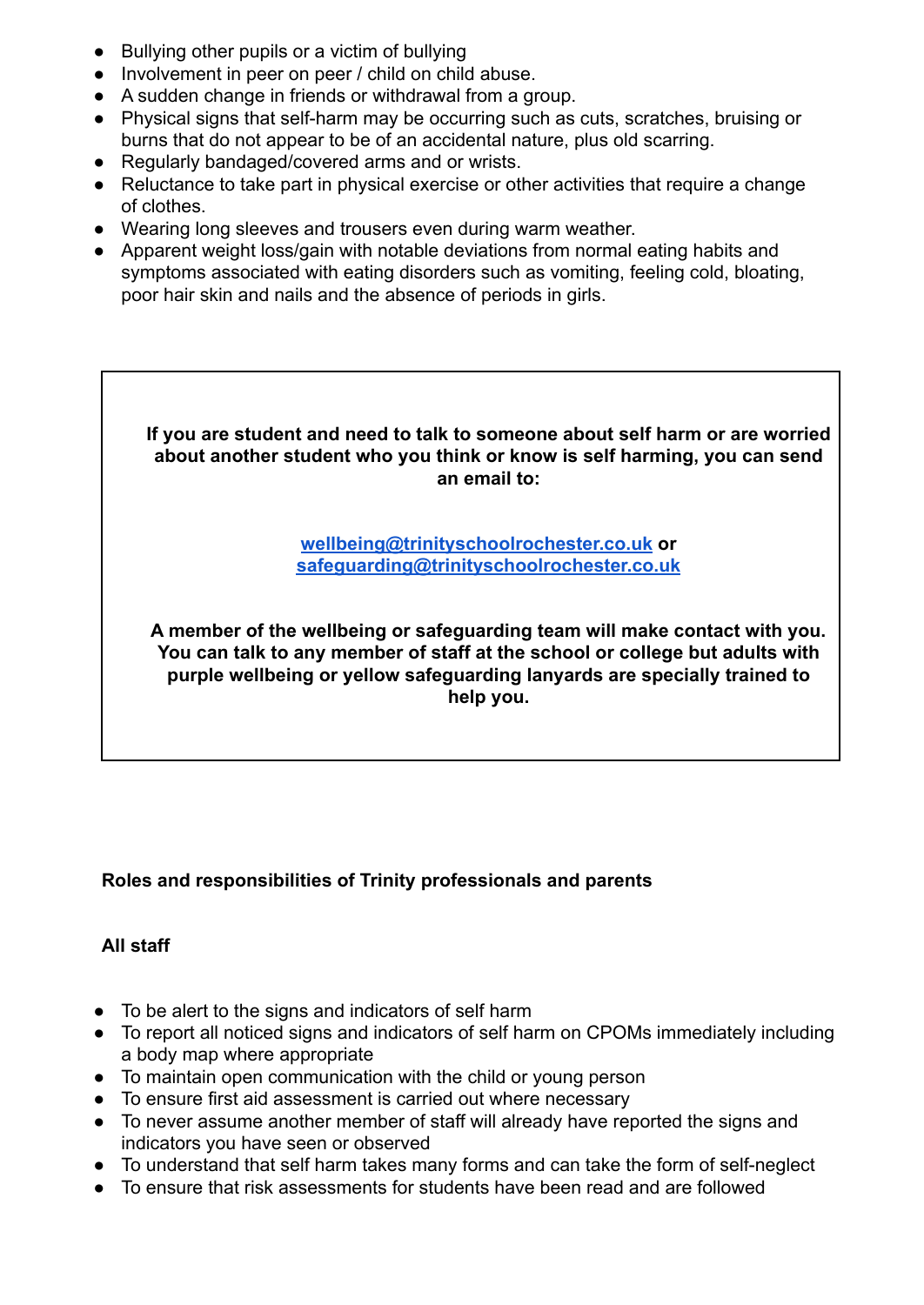- Bullying other pupils or a victim of bullying
- Involvement in peer on peer / child on child abuse.
- A sudden change in friends or withdrawal from a group.
- Physical signs that self-harm may be occurring such as cuts, scratches, bruising or burns that do not appear to be of an accidental nature, plus old scarring.
- Regularly bandaged/covered arms and or wrists.
- Reluctance to take part in physical exercise or other activities that require a change of clothes.
- Wearing long sleeves and trousers even during warm weather.
- Apparent weight loss/gain with notable deviations from normal eating habits and symptoms associated with eating disorders such as vomiting, feeling cold, bloating, poor hair skin and nails and the absence of periods in girls.

**If you are student and need to talk to someone about self harm or are worried about another student who you think or know is self harming, you can send an email to:**

**[wellbeing@trinityschoolrochester.co.uk](mailto:wellbeing@trinityschoolrochester.co.uk) or [safeguarding@trinityschoolrochester.co.uk](mailto:safeguarding@trinityschoolrochester.co.uk)**

**A member of the wellbeing or safeguarding team will make contact with you. You can talk to any member of staff at the school or college but adults with purple wellbeing or yellow safeguarding lanyards are specially trained to help you.**

**Roles and responsibilities of Trinity professionals and parents**

**All staff**

- To be alert to the signs and indicators of self harm
- To report all noticed signs and indicators of self harm on CPOMs immediately including a body map where appropriate
- To maintain open communication with the child or young person
- To ensure first aid assessment is carried out where necessary
- To never assume another member of staff will already have reported the signs and indicators you have seen or observed
- To understand that self harm takes many forms and can take the form of self-neglect
- To ensure that risk assessments for students have been read and are followed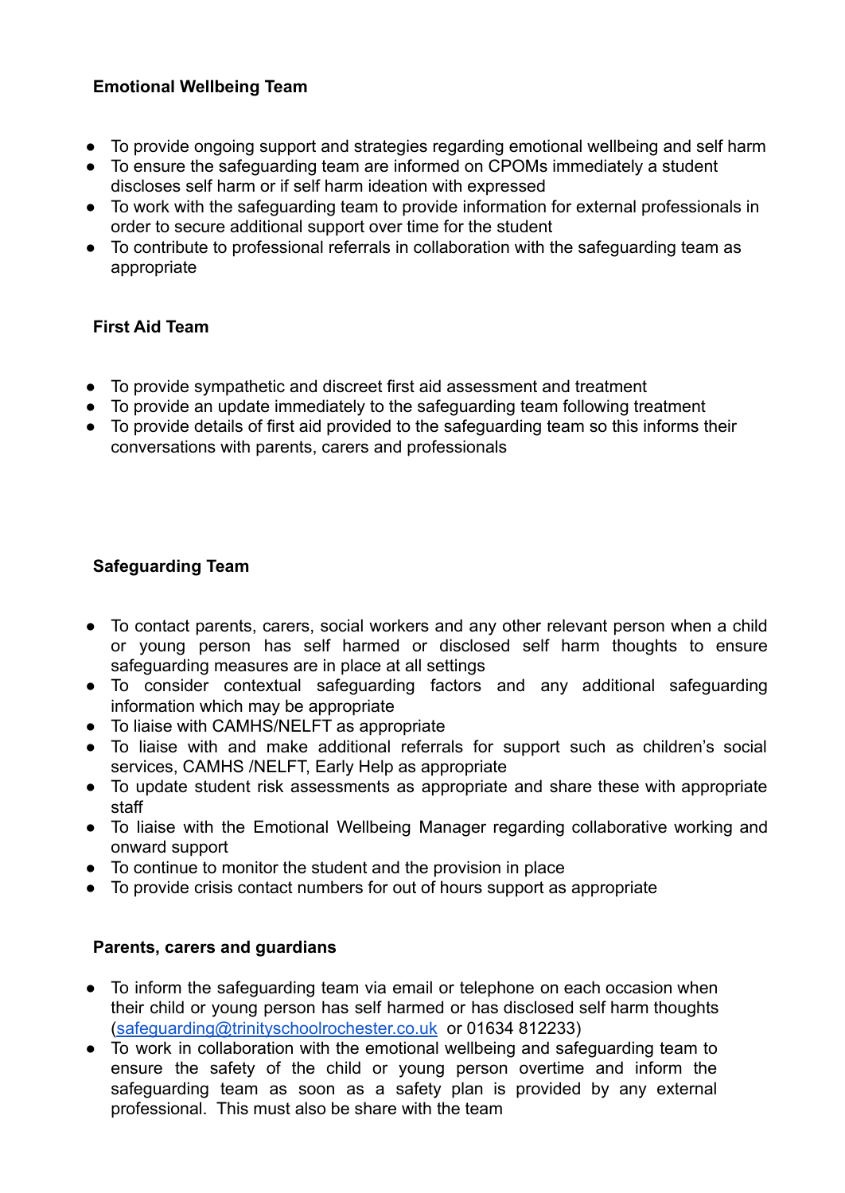**Emotional Wellbeing Team**

- To provide ongoing support and strategies regarding emotional wellbeing and self harm
- To ensure the safeguarding team are informed on CPOMs immediately a student discloses self harm or if self harm ideation with expressed
- To work with the safeguarding team to provide information for external professionals in order to secure additional support over time for the student
- To contribute to professional referrals in collaboration with the safeguarding team as appropriate

**First Aid Team**

- To provide sympathetic and discreet first aid assessment and treatment
- To provide an update immediately to the safeguarding team following treatment
- To provide details of first aid provided to the safeguarding team so this informs their conversations with parents, carers and professionals

**Safeguarding Team**

- To contact parents, carers, social workers and any other relevant person when a child or young person has self harmed or disclosed self harm thoughts to ensure safeguarding measures are in place at all settings
- To consider contextual safeguarding factors and any additional safeguarding information which may be appropriate
- To liaise with CAMHS/NELFT as appropriate
- To liaise with and make additional referrals for support such as children's social services, CAMHS /NELFT, Early Help as appropriate
- To update student risk assessments as appropriate and share these with appropriate staff
- To liaise with the Emotional Wellbeing Manager regarding collaborative working and onward support
- To continue to monitor the student and the provision in place
- To provide crisis contact numbers for out of hours support as appropriate

**Parents, carers and guardians**

- To inform the safeguarding team via email or telephone on each occasion when their child or young person has self harmed or has disclosed self harm thoughts ([safeguarding@trinityschoolrochester.co.uk](mailto:safeguarding@trinityschoolrochester.co.uk) or 01634 812233)
- To work in collaboration with the emotional wellbeing and safeguarding team to ensure the safety of the child or young person overtime and inform the safeguarding team as soon as a safety plan is provided by any external professional. This must also be share with the team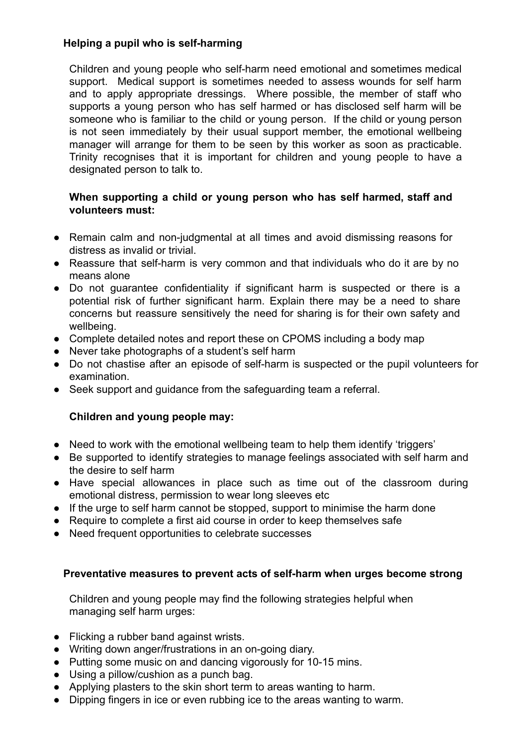### Helping a pupil who is self-harming

Children and young people who self-harm need emotional and sometimes medical support. Medical support is sometimes needed to assess wounds for self harm and to apply appropriate dressings. Where possible, the member of staff who supports a young person who has self harmed or has disclosed self harm will be someone who is familiar to the child or young person. If the child or young person is not seen immediately by their usual support member, the emotional wellbeing manager will arrange for them to be seen by this worker as soon as practicable. Trinity recognises that it is important for children and young people to have a designated person to talk to.

**When supporting a child or young person who has self harmed, staff and volunteers must:**

- Remain calm and non-judgmental at all times and avoid dismissing reasons for distress as invalid or trivial.
- Reassure that self-harm is very common and that individuals who do it are by no means alone
- Do not guarantee confidentiality if significant harm is suspected or there is a potential risk of further significant harm. Explain there may be a need to share concerns but reassure sensitively the need for sharing is for their own safety and wellbeing.
- Complete detailed notes and report these on CPOMS including a body map
- Never take photographs of a student's self harm
- Do not chastise after an episode of self-harm is suspected or the pupil volunteers for examination.
- Seek support and guidance from the safeguarding team a referral.

**Children and young people may:**

- Need to work with the emotional wellbeing team to help them identify 'triggers'
- Be supported to identify strategies to manage feelings associated with self harm and the desire to self harm
- Have special allowances in place such as time out of the classroom during emotional distress, permission to wear long sleeves etc
- If the urge to self harm cannot be stopped, support to minimise the harm done
- Require to complete a first aid course in order to keep themselves safe
- Need frequent opportunities to celebrate successes

### Preventative measures to prevent acts of self-harm when urges become strong

Children and young people may find the following strategies helpful when managing self harm urges:

- Flicking a rubber band against wrists.
- Writing down anger/frustrations in an on-going diary.
- Putting some music on and dancing vigorously for 10-15 mins.
- Using a pillow/cushion as a punch bag.
- Applying plasters to the skin short term to areas wanting to harm.
- Dipping fingers in ice or even rubbing ice to the areas wanting to warm.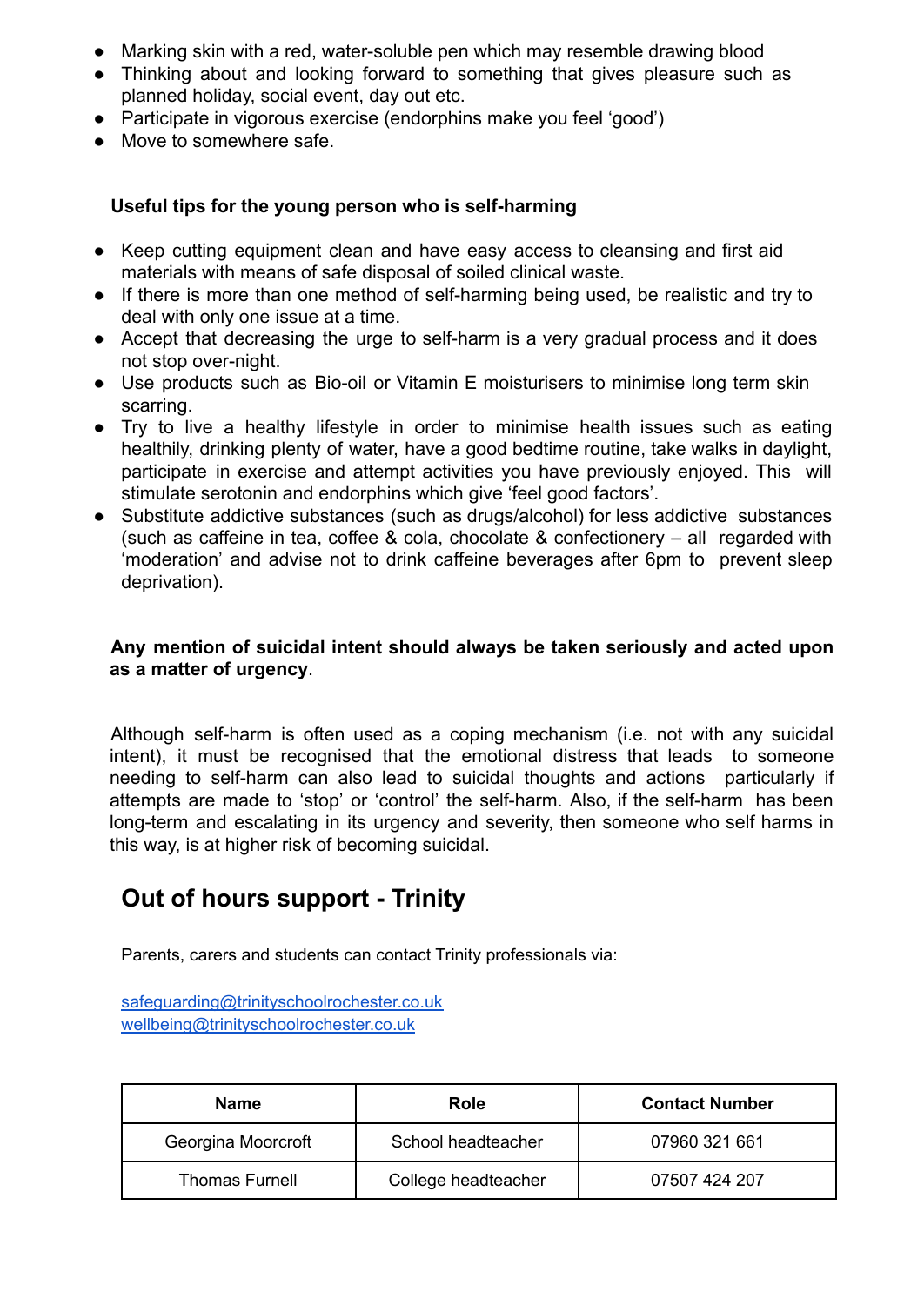- Marking skin with a red, water-soluble pen which may resemble drawing blood
- Thinking about and looking forward to something that gives pleasure such as planned holiday, social event, day out etc.
- Participate in vigorous exercise (endorphins make you feel 'good')
- Move to somewhere safe.

**Useful tips for the young person who is self-harming**

- Keep cutting equipment clean and have easy access to cleansing and first aid materials with means of safe disposal of soiled clinical waste.
- If there is more than one method of self-harming being used, be realistic and try to deal with only one issue at a time.
- Accept that decreasing the urge to self-harm is a very gradual process and it does not stop over-night.
- Use products such as Bio-oil or Vitamin E moisturisers to minimise long term skin scarring.
- Try to live a healthy lifestyle in order to minimise health issues such as eating healthily, drinking plenty of water, have a good bedtime routine, take walks in daylight, participate in exercise and attempt activities you have previously enjoyed. This will stimulate serotonin and endorphins which give 'feel good factors'.
- Substitute addictive substances (such as drugs/alcohol) for less addictive substances (such as caffeine in tea, coffee & cola, chocolate & confectionery – all regarded with 'moderation' and advise not to drink caffeine beverages after 6pm to prevent sleep deprivation).

**Any mention of suicidal intent should always be taken seriously and acted upon as a matter of urgency**.

Although self-harm is often used as a coping mechanism (i.e. not with any suicidal intent), it must be recognised that the emotional distress that leads to someone needing to self-harm can also lead to suicidal thoughts and actions particularly if attempts are made to 'stop' or 'control' the self-harm. Also, if the self-harm has been long-term and escalating in its urgency and severity, then someone who self harms in this way, is at higher risk of becoming suicidal.

## Out of hours support - Trinity

Parents, carers and students can contact Trinity professionals via:

safeguarding@trinityschoolrochester.co.uk
wellbeing@trinityschoolrochester.co.uk

| Name | Role | Contact Number |
|---|---|---|
| Georgina Moorcroft | School headteacher | 07960 321 661 |
| Thomas Furnell | College headteacher | 07507 424 207 |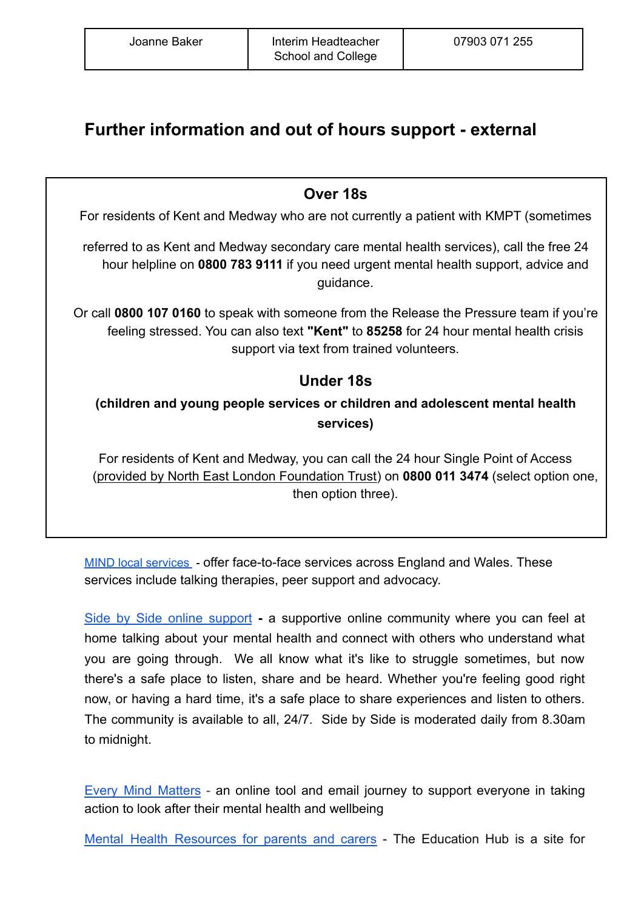| Joanne Baker | Interim Headteacher School and College | 07903 071 255 |
|---|---|---|

## Further information and out of hours support - external

### Over 18s

For residents of Kent and Medway who are not currently a patient with KMPT (sometimes referred to as Kent and Medway secondary care mental health services), call the free 24 hour helpline on **0800 783 9111** if you need urgent mental health support, advice and guidance.

Or call **0800 107 0160** to speak with someone from the Release the Pressure team if you're feeling stressed. You can also text **"Kent"** to **85258** for 24 hour mental health crisis support via text from trained volunteers.

### Under 18s

**(children and young people services or children and adolescent mental health services)**

For residents of Kent and Medway, you can call the 24 hour Single Point of Access (provided by North East London Foundation Trust) on **0800 011 3474** (select option one, then option three).

MIND local services - offer face-to-face services across England and Wales. These services include talking therapies, peer support and advocacy.

Side by Side online support **-** a supportive online community where you can feel at home talking about your mental health and connect with others who understand what you are going through. We all know what it's like to struggle sometimes, but now there's a safe place to listen, share and be heard. Whether you're feeling good right now, or having a hard time, it's a safe place to share experiences and listen to others. The community is available to all, 24/7. Side by Side is moderated daily from 8.30am to midnight.

Every Mind Matters - an online tool and email journey to support everyone in taking action to look after their mental health and wellbeing

Mental Health Resources for parents and carers - The Education Hub is a site for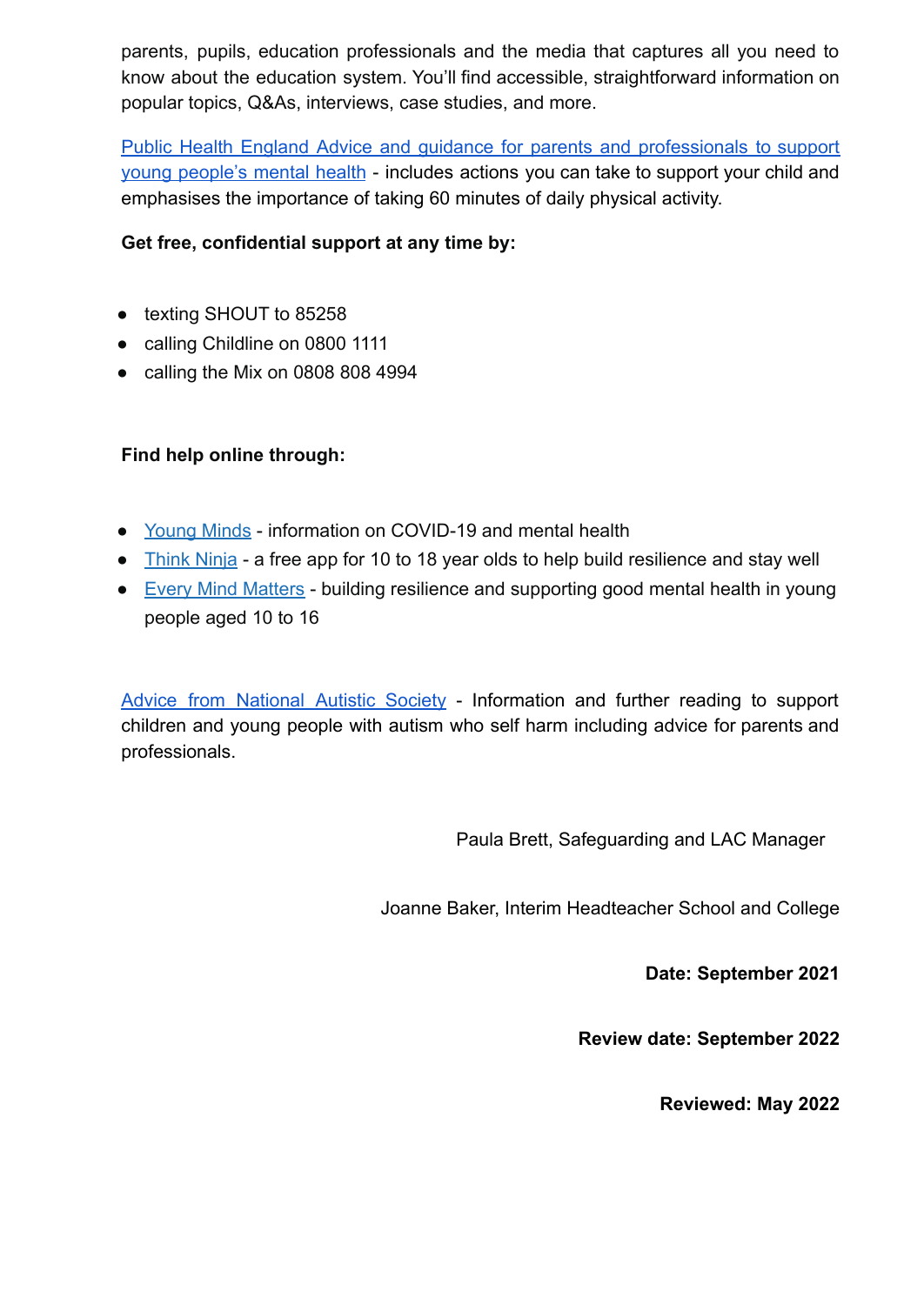parents, pupils, education professionals and the media that captures all you need to know about the education system. You'll find accessible, straightforward information on popular topics, Q&As, interviews, case studies, and more.

Public Health England Advice and guidance for parents and professionals to support young people's mental health - includes actions you can take to support your child and emphasises the importance of taking 60 minutes of daily physical activity.

**Get free, confidential support at any time by:**

- texting SHOUT to 85258
- calling Childline on 0800 1111
- calling the Mix on 0808 808 4994

**Find help online through:**

- Young Minds - information on COVID-19 and mental health
- Think Ninja - a free app for 10 to 18 year olds to help build resilience and stay well
- Every Mind Matters - building resilience and supporting good mental health in young people aged 10 to 16

Advice from National Autistic Society - Information and further reading to support children and young people with autism who self harm including advice for parents and professionals.

Paula Brett, Safeguarding and LAC Manager

Joanne Baker, Interim Headteacher School and College

**Date: September 2021**

**Review date: September 2022**

**Reviewed: May 2022**